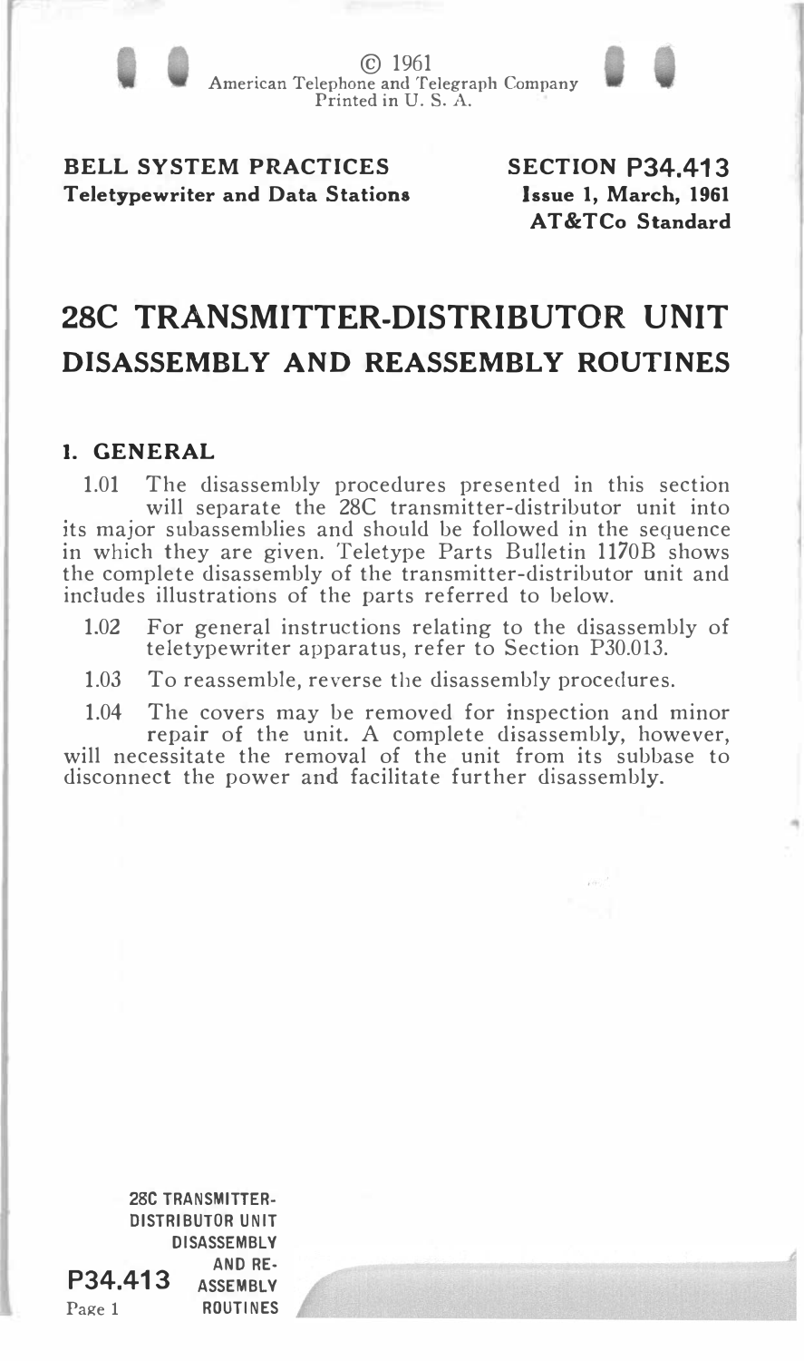© 1961
American Telephone and Telegraph Company
Printed in U. S. A.

**BELL SYSTEM PRACTICES**
**Teletypewriter and Data Stations**

**SECTION P34.413**
**Issue 1, March, 1961**
**AT&TCo Standard**

# 28C TRANSMITTER-DISTRIBUTOR UNIT
## DISASSEMBLY AND REASSEMBLY ROUTINES

### 1. GENERAL

1.01 The disassembly procedures presented in this section will separate the 28C transmitter-distributor unit into its major subassemblies and should be followed in the sequence in which they are given. Teletype Parts Bulletin 1170B shows the complete disassembly of the transmitter-distributor unit and includes illustrations of the parts referred to below.

1.02 For general instructions relating to the disassembly of teletypewriter apparatus, refer to Section P30.013.

1.03 To reassemble, reverse the disassembly procedures.

1.04 The covers may be removed for inspection and minor repair of the unit. A complete disassembly, however, will necessitate the removal of the unit from its subbase to disconnect the power and facilitate further disassembly.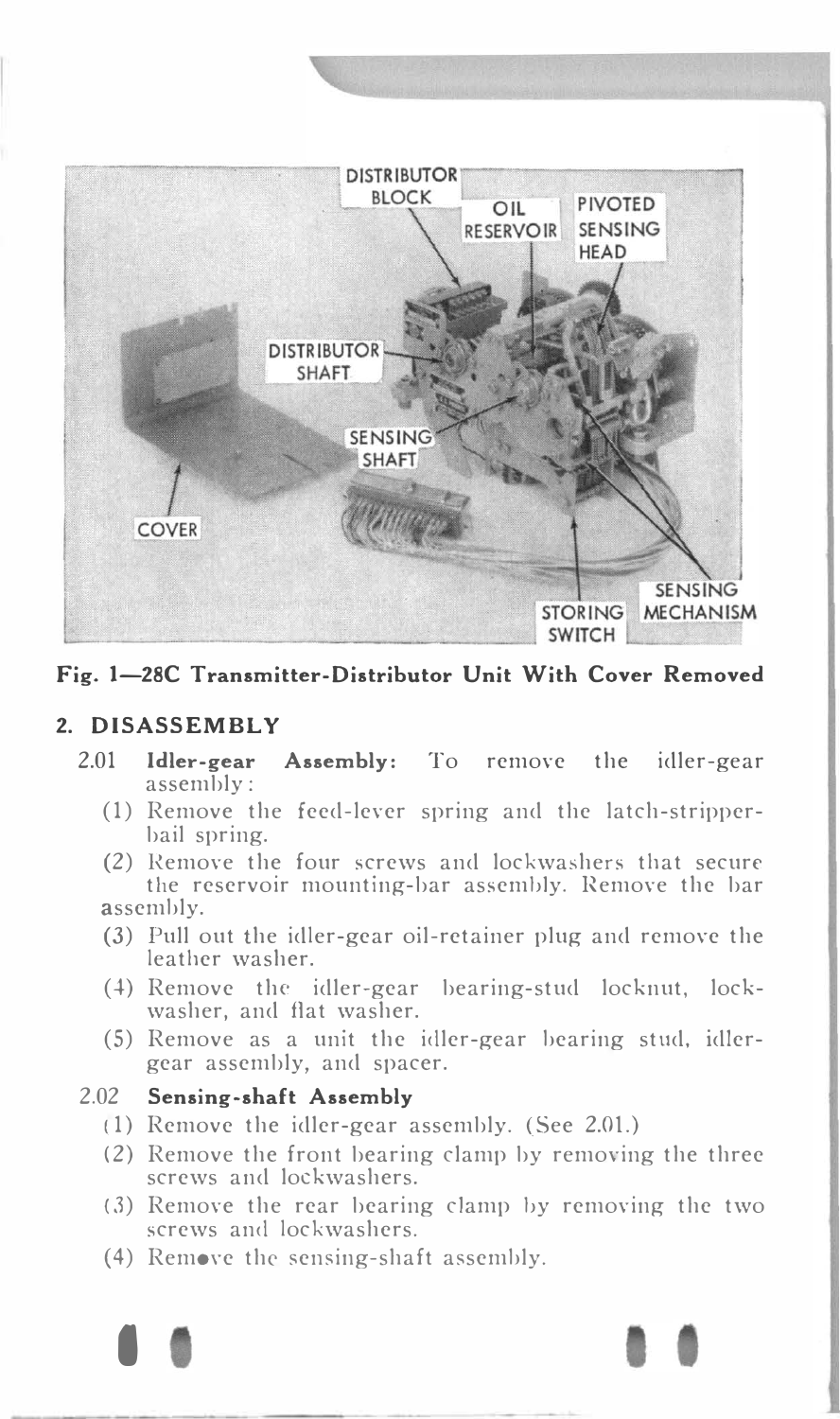Fig. 1—28C Transmitter-Distributor Unit With Cover Removed

## 2. DISASSEMBLY

2.01 **Idler-gear Assembly:** To remove the idler-gear assembly:

(1) Remove the feed-lever spring and the latch-stripper-bail spring.

(2) Remove the four screws and lockwashers that secure the reservoir mounting-bar assembly. Remove the bar assembly.

(3) Pull out the idler-gear oil-retainer plug and remove the leather washer.

(4) Remove the idler-gear bearing-stud locknut, lockwasher, and flat washer.

(5) Remove as a unit the idler-gear bearing stud, idler-gear assembly, and spacer.

2.02 **Sensing-shaft Assembly**

(1) Remove the idler-gear assembly. (See 2.01.)

(2) Remove the front bearing clamp by removing the three screws and lockwashers.

(3) Remove the rear bearing clamp by removing the two screws and lockwashers.

(4) Remove the sensing-shaft assembly.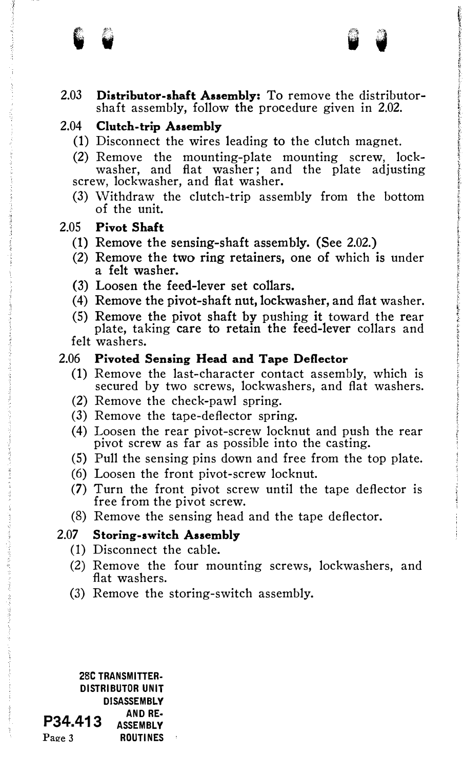2.03 **Distributor-shaft Assembly:** To remove the distributor-shaft assembly, follow the procedure given in 2.02.

2.04 **Clutch-trip Assembly**

(1) Disconnect the wires leading to the clutch magnet.

(2) Remove the mounting-plate mounting screw, lockwasher, and flat washer; and the plate adjusting screw, lockwasher, and flat washer.

(3) Withdraw the clutch-trip assembly from the bottom of the unit.

2.05 **Pivot Shaft**

(1) Remove the sensing-shaft assembly. (See 2.02.)

(2) Remove the two ring retainers, one of which is under a felt washer.

(3) Loosen the feed-lever set collars.

(4) Remove the pivot-shaft nut, lockwasher, and flat washer.

(5) Remove the pivot shaft by pushing it toward the rear plate, taking care to retain the feed-lever collars and felt washers.

2.06 **Pivoted Sensing Head and Tape Deflector**

(1) Remove the last-character contact assembly, which is secured by two screws, lockwashers, and flat washers.

(2) Remove the check-pawl spring.

(3) Remove the tape-deflector spring.

(4) Loosen the rear pivot-screw locknut and push the rear pivot screw as far as possible into the casting.

(5) Pull the sensing pins down and free from the top plate.

(6) Loosen the front pivot-screw locknut.

(7) Turn the front pivot screw until the tape deflector is free from the pivot screw.

(8) Remove the sensing head and the tape deflector.

2.07 **Storing-switch Assembly**

(1) Disconnect the cable.

(2) Remove the four mounting screws, lockwashers, and flat washers.

(3) Remove the storing-switch assembly.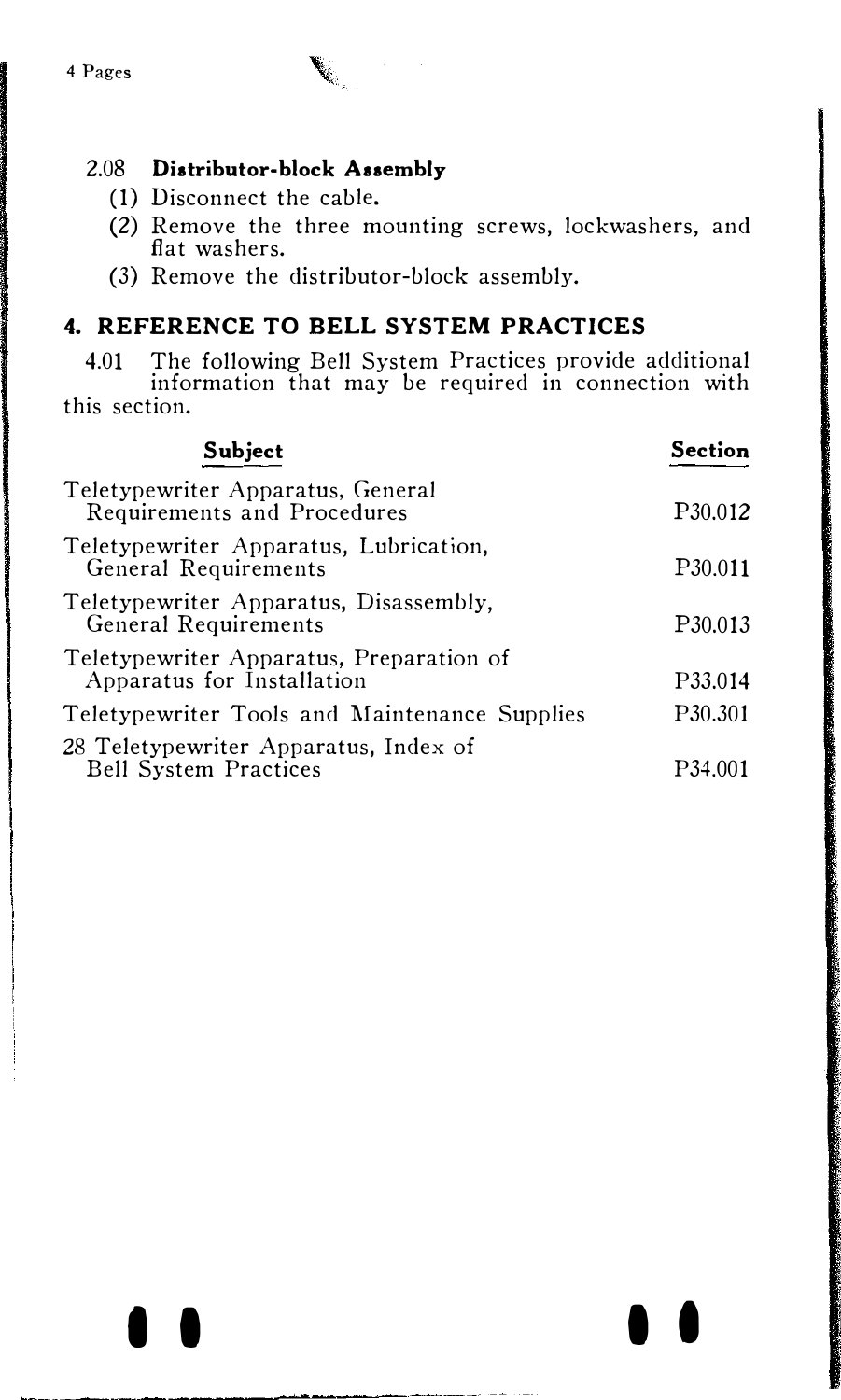### 2.08 **Distributor-block Assembly**

(1) Disconnect the cable.

(2) Remove the three mounting screws, lockwashers, and flat washers.

(3) Remove the distributor-block assembly.

## 4. REFERENCE TO BELL SYSTEM PRACTICES

4.01 The following Bell System Practices provide additional information that may be required in connection with this section.

| Subject | Section |
|---|---|
| Teletypewriter Apparatus, General Requirements and Procedures | P30.012 |
| Teletypewriter Apparatus, Lubrication, General Requirements | P30.011 |
| Teletypewriter Apparatus, Disassembly, General Requirements | P30.013 |
| Teletypewriter Apparatus, Preparation of Apparatus for Installation | P33.014 |
| Teletypewriter Tools and Maintenance Supplies | P30.301 |
| 28 Teletypewriter Apparatus, Index of Bell System Practices | P34.001 |